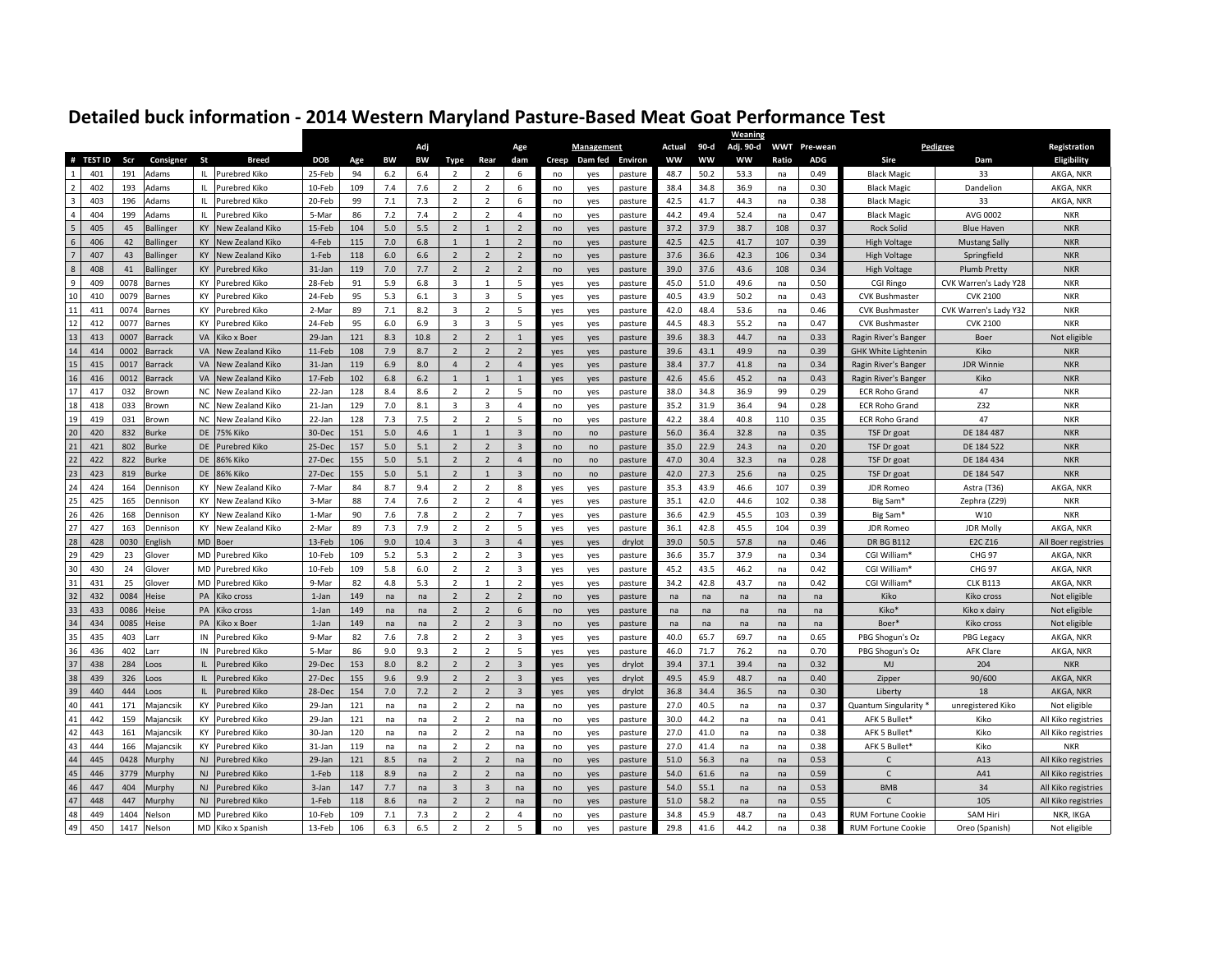# Detailed buck information - 2014 Western Maryland Pasture-Based Meat Goat Performance Test

| # | TEST ID | Scr | Consigner | St | Breed | DOB | Age | BW | Adj BW | Type | Rear | Age dam | Management | | | Actual WW | 90-d WW | Weaning Adj. 90-d WW | WWT Ratio | Pre-wean ADG | Pedigree | | Registration |
|---|---|---|---|---|---|---|---|---|---|---|---|---|---|---|---|---|---|---|---|---|---|---|---|
| | | | | | | | | | | | | | Creep | Dam fed | Environ | | | | | | Sire | Dam | Eligibility |
| 1 | 401 | 191 | Adams | IL | Purebred Kiko | 25-Feb | 94 | 6.2 | 6.4 | 2 | 2 | 6 | no | yes | pasture | 48.7 | 50.2 | 53.3 | na | 0.49 | Black Magic | 33 | AKGA, NKR |
| 2 | 402 | 193 | Adams | IL | Purebred Kiko | 10-Feb | 109 | 7.4 | 7.6 | 2 | 2 | 6 | no | yes | pasture | 38.4 | 34.8 | 36.9 | na | 0.30 | Black Magic | Dandelion | AKGA, NKR |
| 3 | 403 | 196 | Adams | IL | Purebred Kiko | 20-Feb | 99 | 7.1 | 7.3 | 2 | 2 | 6 | no | yes | pasture | 42.5 | 41.7 | 44.3 | na | 0.38 | Black Magic | 33 | AKGA, NKR |
| 4 | 404 | 199 | Adams | IL | Purebred Kiko | 5-Mar | 86 | 7.2 | 7.4 | 2 | 2 | 4 | no | yes | pasture | 44.2 | 49.4 | 52.4 | na | 0.47 | Black Magic | AVG 0002 | NKR |
| 5 | 405 | 45 | Ballinger | KY | New Zealand Kiko | 15-Feb | 104 | 5.0 | 5.5 | 2 | 1 | 2 | no | yes | pasture | 37.2 | 37.9 | 38.7 | 108 | 0.37 | Rock Solid | Blue Haven | NKR |
| 6 | 406 | 42 | Ballinger | KY | New Zealand Kiko | 4-Feb | 115 | 7.0 | 6.8 | 1 | 1 | 2 | no | yes | pasture | 42.5 | 42.5 | 41.7 | 107 | 0.39 | High Voltage | Mustang Sally | NKR |
| 7 | 407 | 43 | Ballinger | KY | New Zealand Kiko | 1-Feb | 118 | 6.0 | 6.6 | 2 | 2 | 2 | no | yes | pasture | 37.6 | 36.6 | 42.3 | 106 | 0.34 | High Voltage | Springfield | NKR |
| 8 | 408 | 41 | Ballinger | KY | Purebred Kiko | 31-Jan | 119 | 7.0 | 7.7 | 2 | 2 | 2 | no | yes | pasture | 39.0 | 37.6 | 43.6 | 108 | 0.34 | High Voltage | Plumb Pretty | NKR |
| 9 | 409 | 0078 | Barnes | KY | Purebred Kiko | 28-Feb | 91 | 5.9 | 6.8 | 3 | 1 | 5 | yes | yes | pasture | 45.0 | 51.0 | 49.6 | na | 0.50 | CGI Ringo | CVK Warren's Lady Y28 | NKR |
| 10 | 410 | 0079 | Barnes | KY | Purebred Kiko | 24-Feb | 95 | 5.3 | 6.1 | 3 | 3 | 5 | yes | yes | pasture | 40.5 | 43.9 | 50.2 | na | 0.43 | CVK Bushmaster | CVK 2100 | NKR |
| 11 | 411 | 0074 | Barnes | KY | Purebred Kiko | 2-Mar | 89 | 7.1 | 8.2 | 3 | 2 | 5 | yes | yes | pasture | 42.0 | 48.4 | 53.6 | na | 0.46 | CVK Bushmaster | CVK Warren's Lady Y32 | NKR |
| 12 | 412 | 0077 | Barnes | KY | Purebred Kiko | 24-Feb | 95 | 6.0 | 6.9 | 3 | 3 | 5 | yes | yes | pasture | 44.5 | 48.3 | 55.2 | na | 0.47 | CVK Bushmaster | CVK 2100 | NKR |
| 13 | 413 | 0007 | Barrack | VA | Kiko x Boer | 29-Jan | 121 | 8.3 | 10.8 | 2 | 2 | 1 | yes | yes | pasture | 39.6 | 38.3 | 44.7 | na | 0.33 | Ragin River's Banger | Boer | Not eligible |
| 14 | 414 | 0002 | Barrack | VA | New Zealand Kiko | 11-Feb | 108 | 7.9 | 8.7 | 2 | 2 | 2 | yes | yes | pasture | 39.6 | 43.1 | 49.9 | na | 0.39 | GHK White Lightenin | Kiko | NKR |
| 15 | 415 | 0017 | Barrack | VA | New Zealand Kiko | 31-Jan | 119 | 6.9 | 8.0 | 4 | 2 | 4 | yes | yes | pasture | 38.4 | 37.7 | 41.8 | na | 0.34 | Ragin River's Banger | JDR Winnie | NKR |
| 16 | 416 | 0012 | Barrack | VA | New Zealand Kiko | 17-Feb | 102 | 6.8 | 6.2 | 1 | 1 | 1 | yes | yes | pasture | 42.6 | 45.6 | 45.2 | na | 0.43 | Ragin River's Banger | Kiko | NKR |
| 17 | 417 | 032 | Brown | NC | New Zealand Kiko | 22-Jan | 128 | 8.4 | 8.6 | 2 | 2 | 5 | no | yes | pasture | 38.0 | 34.8 | 36.9 | 99 | 0.29 | ECR Roho Grand | 47 | NKR |
| 18 | 418 | 033 | Brown | NC | New Zealand Kiko | 21-Jan | 129 | 7.0 | 8.1 | 3 | 3 | 4 | no | yes | pasture | 35.2 | 31.9 | 36.4 | 94 | 0.28 | ECR Roho Grand | Z32 | NKR |
| 19 | 419 | 031 | Brown | NC | New Zealand Kiko | 22-Jan | 128 | 7.3 | 7.5 | 2 | 2 | 5 | no | yes | pasture | 42.2 | 38.4 | 40.8 | 110 | 0.35 | ECR Roho Grand | 47 | NKR |
| 20 | 420 | 832 | Burke | DE | 75% Kiko | 30-Dec | 151 | 5.0 | 4.6 | 1 | 1 | 3 | no | no | pasture | 56.0 | 36.4 | 32.8 | na | 0.35 | TSF Dr goat | DE 184 487 | NKR |
| 21 | 421 | 802 | Burke | DE | Purebred Kiko | 25-Dec | 157 | 5.0 | 5.1 | 2 | 2 | 3 | no | no | pasture | 35.0 | 22.9 | 24.3 | na | 0.20 | TSF Dr goat | DE 184 522 | NKR |
| 22 | 422 | 822 | Burke | DE | 86% Kiko | 27-Dec | 155 | 5.0 | 5.1 | 2 | 2 | 4 | no | no | pasture | 47.0 | 30.4 | 32.3 | na | 0.28 | TSF Dr goat | DE 184 434 | NKR |
| 23 | 423 | 819 | Burke | DE | 86% Kiko | 27-Dec | 155 | 5.0 | 5.1 | 2 | 1 | 3 | no | no | pasture | 42.0 | 27.3 | 25.6 | na | 0.25 | TSF Dr goat | DE 184 547 | NKR |
| 24 | 424 | 164 | Dennison | KY | New Zealand Kiko | 7-Mar | 84 | 8.7 | 9.4 | 2 | 2 | 8 | yes | yes | pasture | 35.3 | 43.9 | 46.6 | 107 | 0.39 | JDR Romeo | Astra (T36) | AKGA, NKR |
| 25 | 425 | 165 | Dennison | KY | New Zealand Kiko | 3-Mar | 88 | 7.4 | 7.6 | 2 | 2 | 4 | yes | yes | pasture | 35.1 | 42.0 | 44.6 | 102 | 0.38 | Big Sam* | Zephra (Z29) | NKR |
| 26 | 426 | 168 | Dennison | KY | New Zealand Kiko | 1-Mar | 90 | 7.6 | 7.8 | 2 | 2 | 7 | yes | yes | pasture | 36.6 | 42.9 | 45.5 | 103 | 0.39 | Big Sam* | W10 | NKR |
| 27 | 427 | 163 | Dennison | KY | New Zealand Kiko | 2-Mar | 89 | 7.3 | 7.9 | 2 | 2 | 5 | yes | yes | pasture | 36.1 | 42.8 | 45.5 | 104 | 0.39 | JDR Romeo | JDR Molly | AKGA, NKR |
| 28 | 428 | 0030 | English | MD | Boer | 13-Feb | 106 | 9.0 | 10.4 | 3 | 3 | 4 | yes | yes | drylot | 39.0 | 50.5 | 57.8 | na | 0.46 | DR BG B112 | E2C Z16 | All Boer registries |
| 29 | 429 | 23 | Glover | MD | Purebred Kiko | 10-Feb | 109 | 5.2 | 5.3 | 2 | 2 | 3 | yes | yes | pasture | 36.6 | 35.7 | 37.9 | na | 0.34 | CGI William* | CHG 97 | AKGA, NKR |
| 30 | 430 | 24 | Glover | MD | Purebred Kiko | 10-Feb | 109 | 5.8 | 6.0 | 2 | 2 | 3 | yes | yes | pasture | 45.2 | 43.5 | 46.2 | na | 0.42 | CGI William* | CHG 97 | AKGA, NKR |
| 31 | 431 | 25 | Glover | MD | Purebred Kiko | 9-Mar | 82 | 4.8 | 5.3 | 2 | 1 | 2 | yes | yes | pasture | 34.2 | 42.8 | 43.7 | na | 0.42 | CGI William* | CLK B113 | AKGA, NKR |
| 32 | 432 | 0084 | Heise | PA | Kiko cross | 1-Jan | 149 | na | na | 2 | 2 | 2 | no | yes | pasture | na | na | na | na | na | Kiko | Kiko cross | Not eligible |
| 33 | 433 | 0086 | Heise | PA | Kiko cross | 1-Jan | 149 | na | na | 2 | 2 | 6 | no | yes | pasture | na | na | na | na | na | Kiko* | Kiko x dairy | Not eligible |
| 34 | 434 | 0085 | Heise | PA | Kiko x Boer | 1-Jan | 149 | na | na | 2 | 2 | 3 | no | yes | pasture | na | na | na | na | na | Boer* | Kiko cross | Not eligible |
| 35 | 435 | 403 | Larr | IN | Purebred Kiko | 9-Mar | 82 | 7.6 | 7.8 | 2 | 2 | 3 | yes | yes | pasture | 40.0 | 65.7 | 69.7 | na | 0.65 | PBG Shogun's Oz | PBG Legacy | AKGA, NKR |
| 36 | 436 | 402 | Larr | IN | Purebred Kiko | 5-Mar | 86 | 9.0 | 9.3 | 2 | 2 | 5 | yes | yes | pasture | 46.0 | 71.7 | 76.2 | na | 0.70 | PBG Shogun's Oz | AFK Clare | AKGA, NKR |
| 37 | 438 | 284 | Loos | IL | Purebred Kiko | 29-Dec | 153 | 8.0 | 8.2 | 2 | 2 | 3 | yes | yes | drylot | 39.4 | 37.1 | 39.4 | na | 0.32 | MJ | 204 | NKR |
| 38 | 439 | 326 | Loos | IL | Purebred Kiko | 27-Dec | 155 | 9.6 | 9.9 | 2 | 2 | 3 | yes | yes | drylot | 49.5 | 45.9 | 48.7 | na | 0.40 | Zipper | 90/600 | AKGA, NKR |
| 39 | 440 | 444 | Loos | IL | Purebred Kiko | 28-Dec | 154 | 7.0 | 7.2 | 2 | 2 | 3 | yes | yes | drylot | 36.8 | 34.4 | 36.5 | na | 0.30 | Liberty | 18 | AKGA, NKR |
| 40 | 441 | 171 | Majancsik | KY | Purebred Kiko | 29-Jan | 121 | na | na | 2 | 2 | na | no | yes | pasture | 27.0 | 40.5 | na | na | 0.37 | Quantum Singularity * | unregistered Kiko | Not eligible |
| 41 | 442 | 159 | Majancsik | KY | Purebred Kiko | 29-Jan | 121 | na | na | 2 | 2 | na | no | yes | pasture | 30.0 | 44.2 | na | na | 0.41 | AFK 5 Bullet* | Kiko | All Kiko registries |
| 42 | 443 | 161 | Majancsik | KY | Purebred Kiko | 30-Jan | 120 | na | na | 2 | 2 | na | no | yes | pasture | 27.0 | 41.0 | na | na | 0.38 | AFK 5 Bullet* | Kiko | All Kiko registries |
| 43 | 444 | 166 | Majancsik | KY | Purebred Kiko | 31-Jan | 119 | na | na | 2 | 2 | na | no | yes | pasture | 27.0 | 41.4 | na | na | 0.38 | AFK 5 Bullet* | Kiko | NKR |
| 44 | 445 | 0428 | Murphy | NJ | Purebred Kiko | 29-Jan | 121 | 8.5 | na | 2 | 2 | na | no | yes | pasture | 51.0 | 56.3 | na | na | 0.53 | C | A13 | All Kiko registries |
| 45 | 446 | 3779 | Murphy | NJ | Purebred Kiko | 1-Feb | 118 | 8.9 | na | 2 | 2 | na | no | yes | pasture | 54.0 | 61.6 | na | na | 0.59 | C | A41 | All Kiko registries |
| 46 | 447 | 404 | Murphy | NJ | Purebred Kiko | 3-Jan | 147 | 7.7 | na | 3 | 3 | na | no | yes | pasture | 54.0 | 55.1 | na | na | 0.53 | BMB | 34 | All Kiko registries |
| 47 | 448 | 447 | Murphy | NJ | Purebred Kiko | 1-Feb | 118 | 8.6 | na | 2 | 2 | na | no | yes | pasture | 51.0 | 58.2 | na | na | 0.55 | C | 105 | All Kiko registries |
| 48 | 449 | 1404 | Nelson | MD | Purebred Kiko | 10-Feb | 109 | 7.1 | 7.3 | 2 | 2 | 4 | no | yes | pasture | 34.8 | 45.9 | 48.7 | na | 0.43 | RUM Fortune Cookie | SAM Hiri | NKR, IKGA |
| 49 | 450 | 1417 | Nelson | MD | Kiko x Spanish | 13-Feb | 106 | 6.3 | 6.5 | 2 | 2 | 5 | no | yes | pasture | 29.8 | 41.6 | 44.2 | na | 0.38 | RUM Fortune Cookie | Oreo (Spanish) | Not eligible |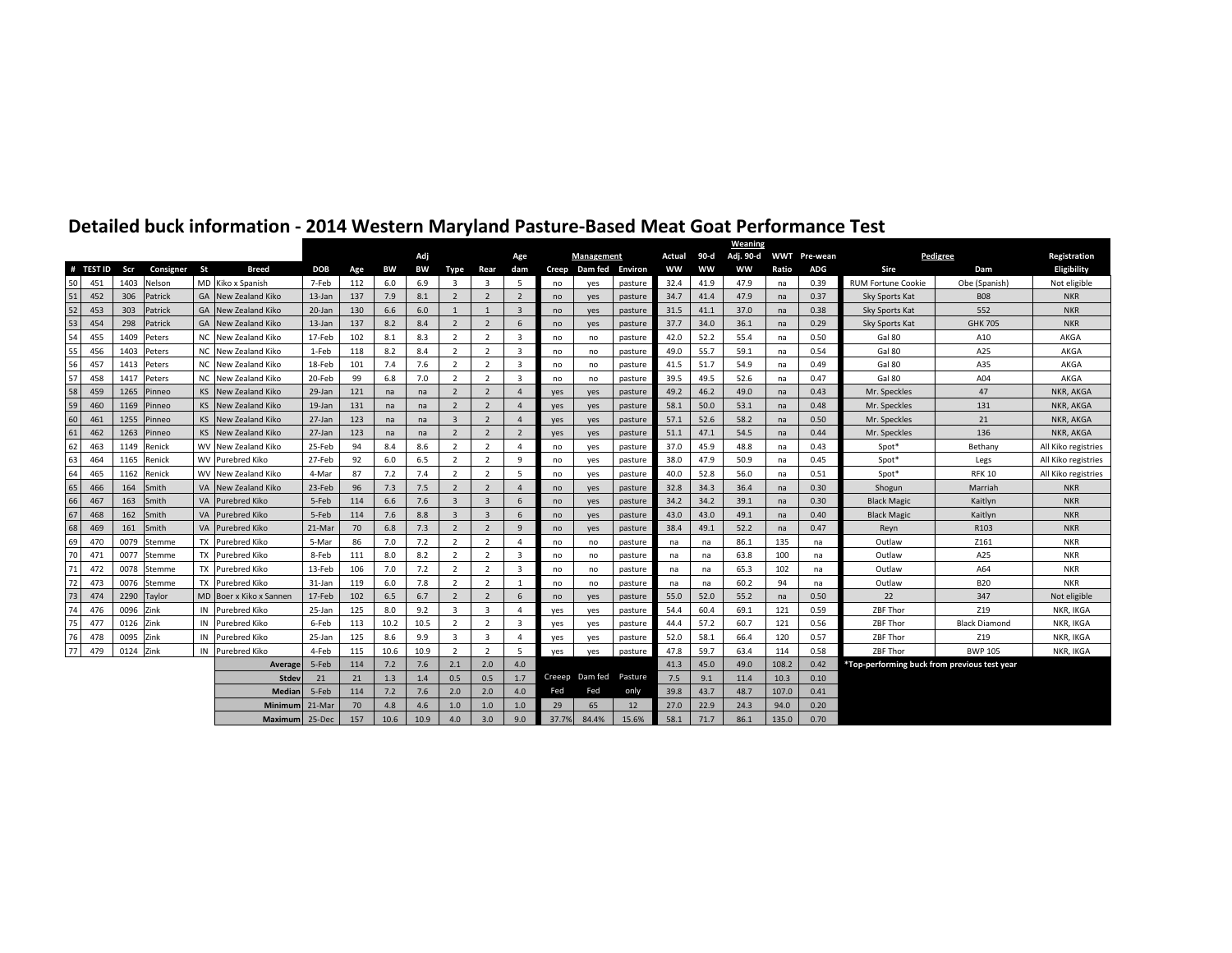# Detailed buck information - 2014 Western Maryland Pasture-Based Meat Goat Performance Test

| | | | | | | | | | Adj | | | Age | Management | | | Weaning | | | | | Pedigree | | Registration |
|---|---|---|---|---|---|---|---|---|---|---|---|---|---|---|---|---|---|---|---|---|---|---|---|
| # | TEST ID | Scr | Consigner | St | Breed | DOB | Age | BW | BW | Type | Rear | dam | Creep | Dam fed | Environ | Actual WW | 90-d WW | Adj. 90-d WW | WWT Ratio | Pre-wean ADG | Sire | Dam | Eligibility |
| 50 | 451 | 1403 | Nelson | MD | Kiko x Spanish | 7-Feb | 112 | 6.0 | 6.9 | 3 | 3 | 5 | no | yes | pasture | 32.4 | 41.9 | 47.9 | na | 0.39 | RUM Fortune Cookie | Obe (Spanish) | Not eligible |
| 51 | 452 | 306 | Patrick | GA | New Zealand Kiko | 13-Jan | 137 | 7.9 | 8.1 | 2 | 2 | 2 | no | yes | pasture | 34.7 | 41.4 | 47.9 | na | 0.37 | Sky Sports Kat | B08 | NKR |
| 52 | 453 | 303 | Patrick | GA | New Zealand Kiko | 20-Jan | 130 | 6.6 | 6.0 | 1 | 1 | 3 | no | yes | pasture | 31.5 | 41.1 | 37.0 | na | 0.38 | Sky Sports Kat | 552 | NKR |
| 53 | 454 | 298 | Patrick | GA | New Zealand Kiko | 13-Jan | 137 | 8.2 | 8.4 | 2 | 2 | 6 | no | yes | pasture | 37.7 | 34.0 | 36.1 | na | 0.29 | Sky Sports Kat | GHK 705 | NKR |
| 54 | 455 | 1409 | Peters | NC | New Zealand Kiko | 17-Feb | 102 | 8.1 | 8.3 | 2 | 2 | 3 | no | no | pasture | 42.0 | 52.2 | 55.4 | na | 0.50 | Gal 80 | A10 | AKGA |
| 55 | 456 | 1403 | Peters | NC | New Zealand Kiko | 1-Feb | 118 | 8.2 | 8.4 | 2 | 2 | 3 | no | no | pasture | 49.0 | 55.7 | 59.1 | na | 0.54 | Gal 80 | A25 | AKGA |
| 56 | 457 | 1413 | Peters | NC | New Zealand Kiko | 18-Feb | 101 | 7.4 | 7.6 | 2 | 2 | 3 | no | no | pasture | 41.5 | 51.7 | 54.9 | na | 0.49 | Gal 80 | A35 | AKGA |
| 57 | 458 | 1417 | Peters | NC | New Zealand Kiko | 20-Feb | 99 | 6.8 | 7.0 | 2 | 2 | 3 | no | no | pasture | 39.5 | 49.5 | 52.6 | na | 0.47 | Gal 80 | A04 | AKGA |
| 58 | 459 | 1265 | Pinneo | KS | New Zealand Kiko | 29-Jan | 121 | na | na | 2 | 2 | 4 | yes | yes | pasture | 49.2 | 46.2 | 49.0 | na | 0.43 | Mr. Speckles | 47 | NKR, AKGA |
| 59 | 460 | 1169 | Pinneo | KS | New Zealand Kiko | 19-Jan | 131 | na | na | 2 | 2 | 4 | yes | yes | pasture | 58.1 | 50.0 | 53.1 | na | 0.48 | Mr. Speckles | 131 | NKR, AKGA |
| 60 | 461 | 1255 | Pinneo | KS | New Zealand Kiko | 27-Jan | 123 | na | na | 3 | 2 | 4 | yes | yes | pasture | 57.1 | 52.6 | 58.2 | na | 0.50 | Mr. Speckles | 21 | NKR, AKGA |
| 61 | 462 | 1263 | Pinneo | KS | New Zealand Kiko | 27-Jan | 123 | na | na | 2 | 2 | 2 | yes | yes | pasture | 51.1 | 47.1 | 54.5 | na | 0.44 | Mr. Speckles | 136 | NKR, AKGA |
| 62 | 463 | 1149 | Renick | WV | New Zealand Kiko | 25-Feb | 94 | 8.4 | 8.6 | 2 | 2 | 4 | no | yes | pasture | 37.0 | 45.9 | 48.8 | na | 0.43 | Spot* | Bethany | All Kiko registries |
| 63 | 464 | 1165 | Renick | WV | Purebred Kiko | 27-Feb | 92 | 6.0 | 6.5 | 2 | 2 | 9 | no | yes | pasture | 38.0 | 47.9 | 50.9 | na | 0.45 | Spot* | Legs | All Kiko registries |
| 64 | 465 | 1162 | Renick | WV | New Zealand Kiko | 4-Mar | 87 | 7.2 | 7.4 | 2 | 2 | 5 | no | yes | pasture | 40.0 | 52.8 | 56.0 | na | 0.51 | Spot* | RFK 10 | All Kiko registries |
| 65 | 466 | 164 | Smith | VA | New Zealand Kiko | 23-Feb | 96 | 7.3 | 7.5 | 2 | 2 | 4 | no | yes | pasture | 32.8 | 34.3 | 36.4 | na | 0.30 | Shogun | Marriah | NKR |
| 66 | 467 | 163 | Smith | VA | Purebred Kiko | 5-Feb | 114 | 6.6 | 7.6 | 3 | 3 | 6 | no | yes | pasture | 34.2 | 34.2 | 39.1 | na | 0.30 | Black Magic | Kaitlyn | NKR |
| 67 | 468 | 162 | Smith | VA | Purebred Kiko | 5-Feb | 114 | 7.6 | 8.8 | 3 | 3 | 6 | no | yes | pasture | 43.0 | 43.0 | 49.1 | na | 0.40 | Black Magic | Kaitlyn | NKR |
| 68 | 469 | 161 | Smith | VA | Purebred Kiko | 21-Mar | 70 | 6.8 | 7.3 | 2 | 2 | 9 | no | yes | pasture | 38.4 | 49.1 | 52.2 | na | 0.47 | Reyn | R103 | NKR |
| 69 | 470 | 0079 | Stemme | TX | Purebred Kiko | 5-Mar | 86 | 7.0 | 7.2 | 2 | 2 | 4 | no | no | pasture | na | na | 86.1 | 135 | na | Outlaw | Z161 | NKR |
| 70 | 471 | 0077 | Stemme | TX | Purebred Kiko | 8-Feb | 111 | 8.0 | 8.2 | 2 | 2 | 3 | no | no | pasture | na | na | 63.8 | 100 | na | Outlaw | A25 | NKR |
| 71 | 472 | 0078 | Stemme | TX | Purebred Kiko | 13-Feb | 106 | 7.0 | 7.2 | 2 | 2 | 3 | no | no | pasture | na | na | 65.3 | 102 | na | Outlaw | A64 | NKR |
| 72 | 473 | 0076 | Stemme | TX | Purebred Kiko | 31-Jan | 119 | 6.0 | 7.8 | 2 | 2 | 1 | no | no | pasture | na | na | 60.2 | 94 | na | Outlaw | B20 | NKR |
| 73 | 474 | 2290 | Taylor | MD | Boer x Kiko x Sannen | 17-Feb | 102 | 6.5 | 6.7 | 2 | 2 | 6 | no | yes | pasture | 55.0 | 52.0 | 55.2 | na | 0.50 | 22 | 347 | Not eligible |
| 74 | 476 | 0096 | Zink | IN | Purebred Kiko | 25-Jan | 125 | 8.0 | 9.2 | 3 | 3 | 4 | yes | yes | pasture | 54.4 | 60.4 | 69.1 | 121 | 0.59 | ZBF Thor | Z19 | NKR, IKGA |
| 75 | 477 | 0126 | Zink | IN | Purebred Kiko | 6-Feb | 113 | 10.2 | 10.5 | 2 | 2 | 3 | yes | yes | pasture | 44.4 | 57.2 | 60.7 | 121 | 0.56 | ZBF Thor | Black Diamond | NKR, IKGA |
| 76 | 478 | 0095 | Zink | IN | Purebred Kiko | 25-Jan | 125 | 8.6 | 9.9 | 3 | 3 | 4 | yes | yes | pasture | 52.0 | 58.1 | 66.4 | 120 | 0.57 | ZBF Thor | Z19 | NKR, IKGA |
| 77 | 479 | 0124 | Zink | IN | Purebred Kiko | 4-Feb | 115 | 10.6 | 10.9 | 2 | 2 | 5 | yes | yes | pasture | 47.8 | 59.7 | 63.4 | 114 | 0.58 | ZBF Thor | BWP 105 | NKR, IKGA |
| | | | | | Average | 5-Feb | 114 | 7.2 | 7.6 | 2.1 | 2.0 | 4.0 | | | | 41.3 | 45.0 | 49.0 | 108.2 | 0.42 | *Top-performing buck from previous test year | | |
| | | | | | Stdev | 21 | 21 | 1.3 | 1.4 | 0.5 | 0.5 | 1.7 | Creeep | Dam fed | Pasture | 7.5 | 9.1 | 11.4 | 10.3 | 0.10 | | | |
| | | | | | Median | 5-Feb | 114 | 7.2 | 7.6 | 2.0 | 2.0 | 4.0 | Fed | Fed | only | 39.8 | 43.7 | 48.7 | 107.0 | 0.41 | | | |
| | | | | | Minimum | 21-Mar | 70 | 4.8 | 4.6 | 1.0 | 1.0 | 1.0 | 29 | 65 | 12 | 27.0 | 22.9 | 24.3 | 94.0 | 0.20 | | | |
| | | | | | Maximum | 25-Dec | 157 | 10.6 | 10.9 | 4.0 | 3.0 | 9.0 | 37.7% | 84.4% | 15.6% | 58.1 | 71.7 | 86.1 | 135.0 | 0.70 | | | |